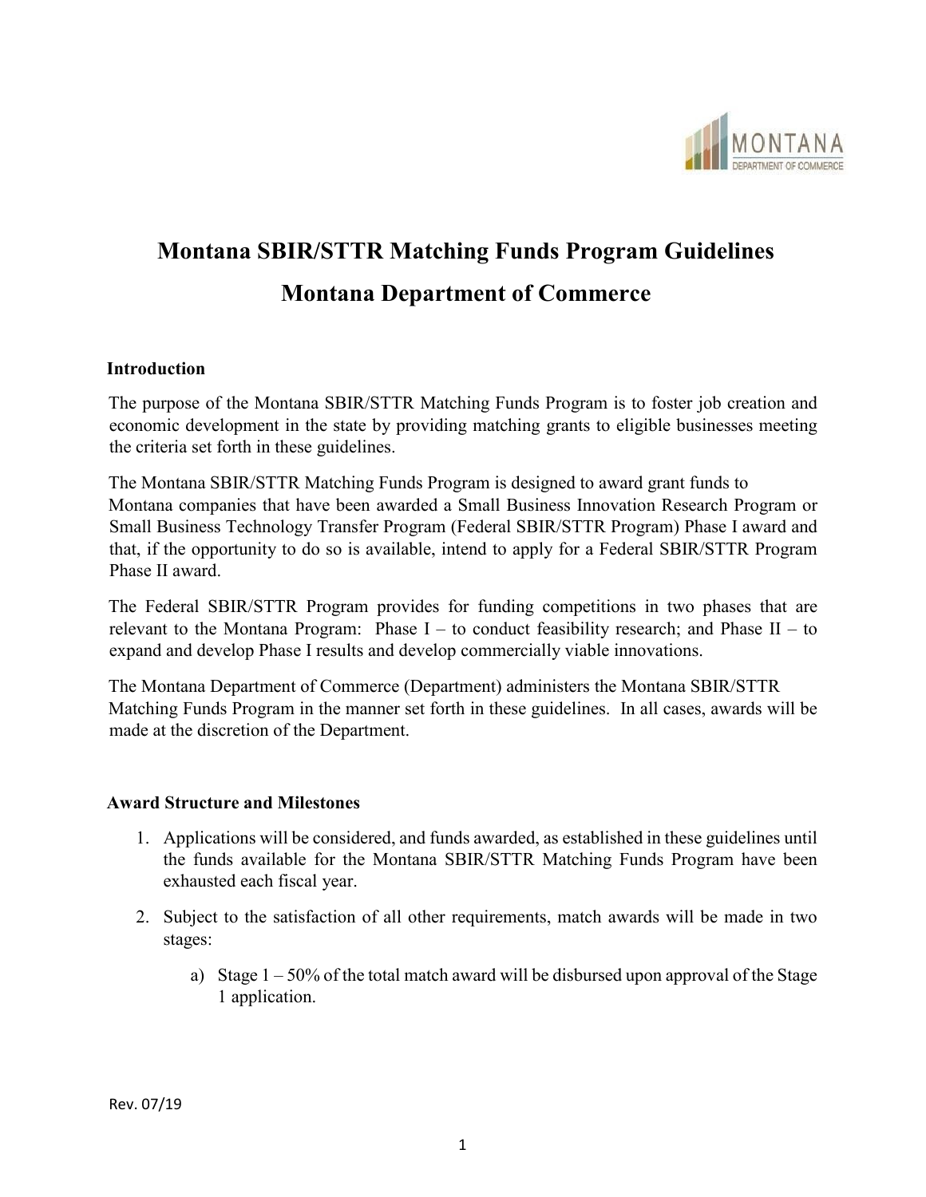# Montana SBIR/STTR Matching Funds Program Guidelines

# Montana Department of Commerce

## Introduction

The purpose of the Montana SBIR/STTR Matching Funds Program is to foster job creation and economic development in the state by providing matching grants to eligible businesses meeting the criteria set forth in these guidelines.

The Montana SBIR/STTR Matching Funds Program is designed to award grant funds to Montana companies that have been awarded a Small Business Innovation Research Program or Small Business Technology Transfer Program (Federal SBIR/STTR Program) Phase I award and that, if the opportunity to do so is available, intend to apply for a Federal SBIR/STTR Program Phase II award.

The Federal SBIR/STTR Program provides for funding competitions in two phases that are relevant to the Montana Program: Phase I – to conduct feasibility research; and Phase II – to expand and develop Phase I results and develop commercially viable innovations.

The Montana Department of Commerce (Department) administers the Montana SBIR/STTR Matching Funds Program in the manner set forth in these guidelines. In all cases, awards will be made at the discretion of the Department.

## Award Structure and Milestones

1. Applications will be considered, and funds awarded, as established in these guidelines until the funds available for the Montana SBIR/STTR Matching Funds Program have been exhausted each fiscal year.
2. Subject to the satisfaction of all other requirements, match awards will be made in two stages:
   a) Stage 1 – 50% of the total match award will be disbursed upon approval of the Stage 1 application.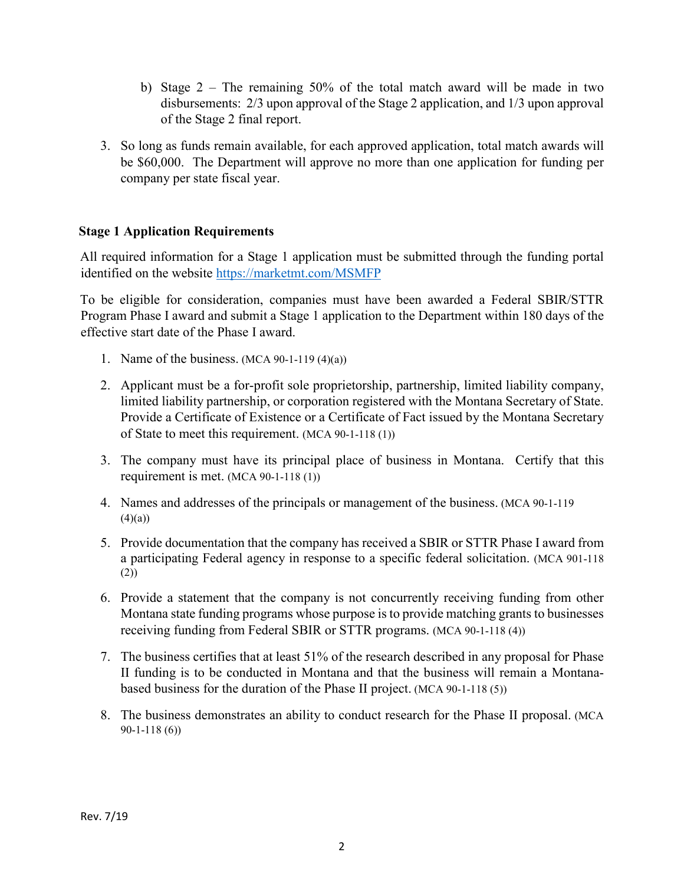b) Stage 2 – The remaining 50% of the total match award will be made in two disbursements: 2/3 upon approval of the Stage 2 application, and 1/3 upon approval of the Stage 2 final report.

3. So long as funds remain available, for each approved application, total match awards will be $60,000. The Department will approve no more than one application for funding per company per state fiscal year.

### Stage 1 Application Requirements

All required information for a Stage 1 application must be submitted through the funding portal identified on the website https://marketmt.com/MSMFP

To be eligible for consideration, companies must have been awarded a Federal SBIR/STTR Program Phase I award and submit a Stage 1 application to the Department within 180 days of the effective start date of the Phase I award.

1. Name of the business. (MCA 90-1-119 (4)(a))
2. Applicant must be a for-profit sole proprietorship, partnership, limited liability company, limited liability partnership, or corporation registered with the Montana Secretary of State. Provide a Certificate of Existence or a Certificate of Fact issued by the Montana Secretary of State to meet this requirement. (MCA 90-1-118 (1))
3. The company must have its principal place of business in Montana. Certify that this requirement is met. (MCA 90-1-118 (1))
4. Names and addresses of the principals or management of the business. (MCA 90-1-119 (4)(a))
5. Provide documentation that the company has received a SBIR or STTR Phase I award from a participating Federal agency in response to a specific federal solicitation. (MCA 901-118 (2))
6. Provide a statement that the company is not concurrently receiving funding from other Montana state funding programs whose purpose is to provide matching grants to businesses receiving funding from Federal SBIR or STTR programs. (MCA 90-1-118 (4))
7. The business certifies that at least 51% of the research described in any proposal for Phase II funding is to be conducted in Montana and that the business will remain a Montana-based business for the duration of the Phase II project. (MCA 90-1-118 (5))
8. The business demonstrates an ability to conduct research for the Phase II proposal. (MCA 90-1-118 (6))

Rev. 7/19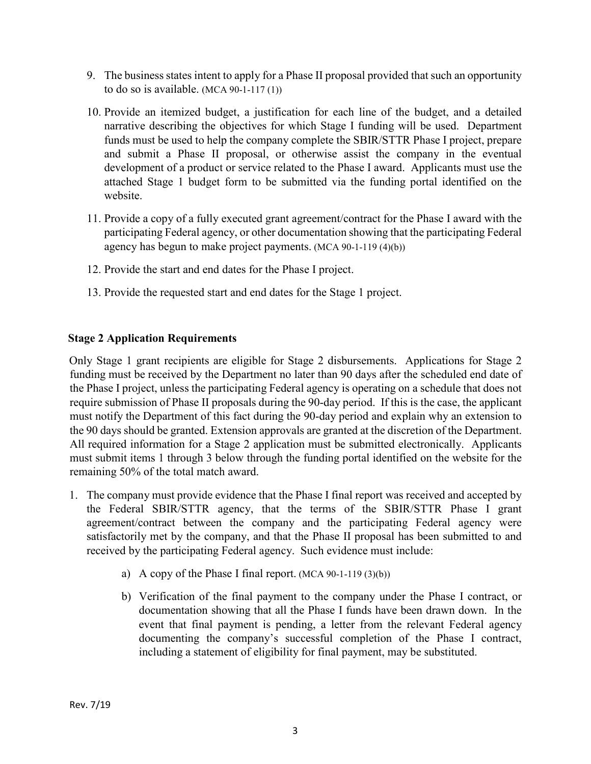9. The business states intent to apply for a Phase II proposal provided that such an opportunity to do so is available. (MCA 90-1-117 (1))

10. Provide an itemized budget, a justification for each line of the budget, and a detailed narrative describing the objectives for which Stage I funding will be used. Department funds must be used to help the company complete the SBIR/STTR Phase I project, prepare and submit a Phase II proposal, or otherwise assist the company in the eventual development of a product or service related to the Phase I award. Applicants must use the attached Stage 1 budget form to be submitted via the funding portal identified on the website.

11. Provide a copy of a fully executed grant agreement/contract for the Phase I award with the participating Federal agency, or other documentation showing that the participating Federal agency has begun to make project payments. (MCA 90-1-119 (4)(b))

12. Provide the start and end dates for the Phase I project.

13. Provide the requested start and end dates for the Stage 1 project.

**Stage 2 Application Requirements**

Only Stage 1 grant recipients are eligible for Stage 2 disbursements. Applications for Stage 2 funding must be received by the Department no later than 90 days after the scheduled end date of the Phase I project, unless the participating Federal agency is operating on a schedule that does not require submission of Phase II proposals during the 90-day period. If this is the case, the applicant must notify the Department of this fact during the 90-day period and explain why an extension to the 90 days should be granted. Extension approvals are granted at the discretion of the Department. All required information for a Stage 2 application must be submitted electronically. Applicants must submit items 1 through 3 below through the funding portal identified on the website for the remaining 50% of the total match award.

1. The company must provide evidence that the Phase I final report was received and accepted by the Federal SBIR/STTR agency, that the terms of the SBIR/STTR Phase I grant agreement/contract between the company and the participating Federal agency were satisfactorily met by the company, and that the Phase II proposal has been submitted to and received by the participating Federal agency. Such evidence must include:

   a) A copy of the Phase I final report. (MCA 90-1-119 (3)(b))

   b) Verification of the final payment to the company under the Phase I contract, or documentation showing that all the Phase I funds have been drawn down. In the event that final payment is pending, a letter from the relevant Federal agency documenting the company's successful completion of the Phase I contract, including a statement of eligibility for final payment, may be substituted.

Rev. 7/19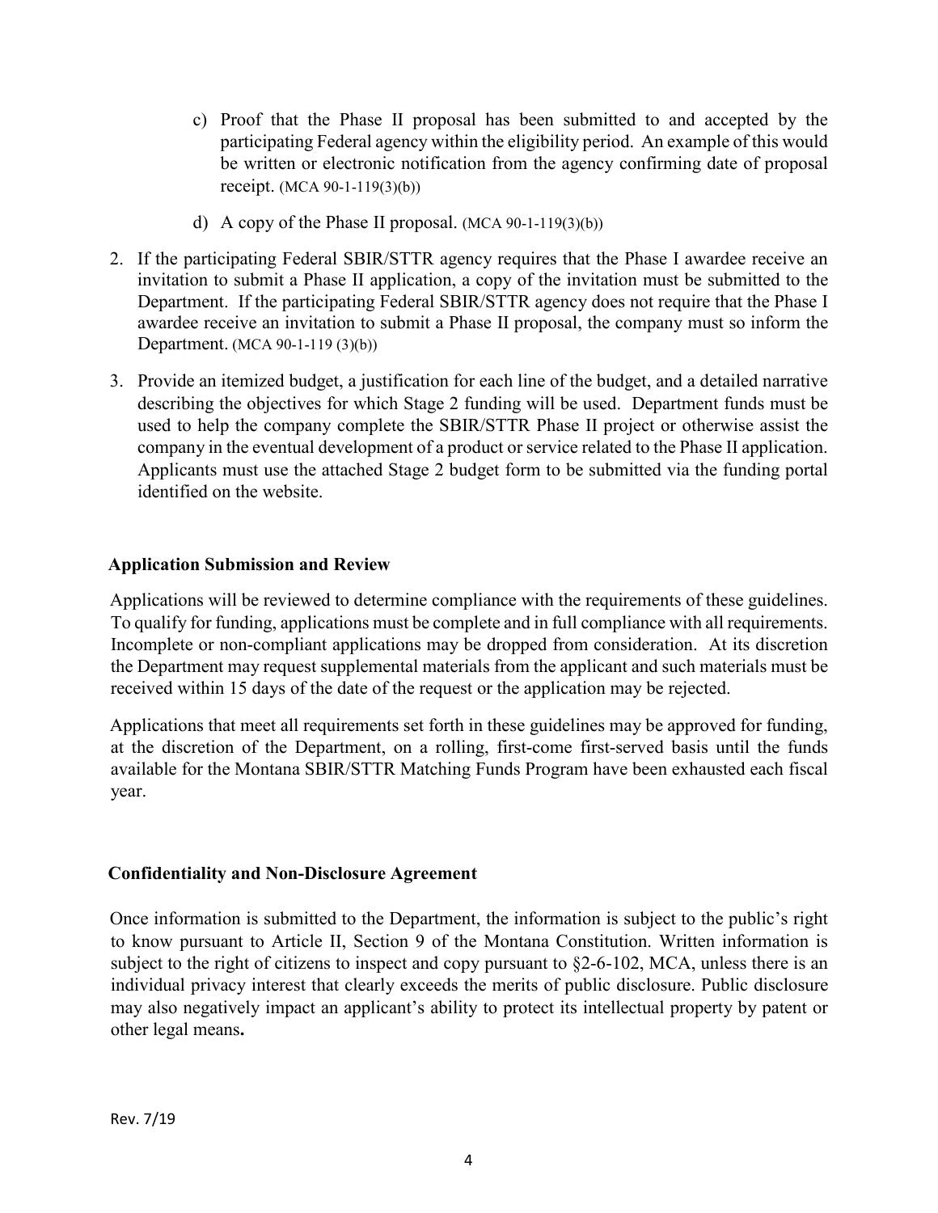c) Proof that the Phase II proposal has been submitted to and accepted by the participating Federal agency within the eligibility period. An example of this would be written or electronic notification from the agency confirming date of proposal receipt. (MCA 90-1-119(3)(b))

d) A copy of the Phase II proposal. (MCA 90-1-119(3)(b))

2. If the participating Federal SBIR/STTR agency requires that the Phase I awardee receive an invitation to submit a Phase II application, a copy of the invitation must be submitted to the Department. If the participating Federal SBIR/STTR agency does not require that the Phase I awardee receive an invitation to submit a Phase II proposal, the company must so inform the Department. (MCA 90-1-119 (3)(b))

3. Provide an itemized budget, a justification for each line of the budget, and a detailed narrative describing the objectives for which Stage 2 funding will be used. Department funds must be used to help the company complete the SBIR/STTR Phase II project or otherwise assist the company in the eventual development of a product or service related to the Phase II application. Applicants must use the attached Stage 2 budget form to be submitted via the funding portal identified on the website.

## Application Submission and Review

Applications will be reviewed to determine compliance with the requirements of these guidelines. To qualify for funding, applications must be complete and in full compliance with all requirements. Incomplete or non-compliant applications may be dropped from consideration. At its discretion the Department may request supplemental materials from the applicant and such materials must be received within 15 days of the date of the request or the application may be rejected.

Applications that meet all requirements set forth in these guidelines may be approved for funding, at the discretion of the Department, on a rolling, first-come first-served basis until the funds available for the Montana SBIR/STTR Matching Funds Program have been exhausted each fiscal year.

## Confidentiality and Non-Disclosure Agreement

Once information is submitted to the Department, the information is subject to the public's right to know pursuant to Article II, Section 9 of the Montana Constitution. Written information is subject to the right of citizens to inspect and copy pursuant to §2-6-102, MCA, unless there is an individual privacy interest that clearly exceeds the merits of public disclosure. Public disclosure may also negatively impact an applicant's ability to protect its intellectual property by patent or other legal means.

Rev. 7/19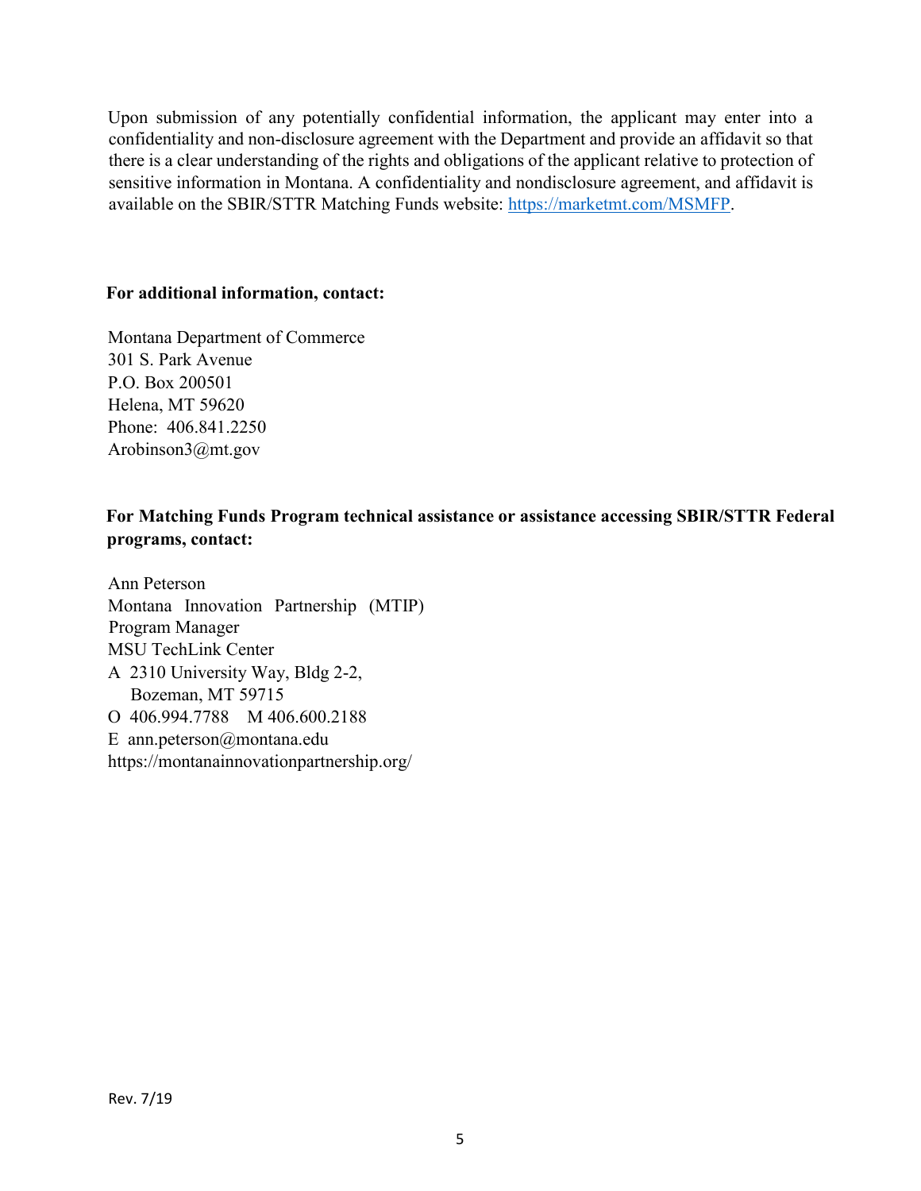Upon submission of any potentially confidential information, the applicant may enter into a confidentiality and non-disclosure agreement with the Department and provide an affidavit so that there is a clear understanding of the rights and obligations of the applicant relative to protection of sensitive information in Montana. A confidentiality and nondisclosure agreement, and affidavit is available on the SBIR/STTR Matching Funds website: https://marketmt.com/MSMFP.

**For additional information, contact:**

Montana Department of Commerce  
301 S. Park Avenue  
P.O. Box 200501  
Helena, MT 59620  
Phone: 406.841.2250  
Arobinson3@mt.gov

**For Matching Funds Program technical assistance or assistance accessing SBIR/STTR Federal programs, contact:**

Ann Peterson  
Montana Innovation Partnership (MTIP)  
Program Manager  
MSU TechLink Center  
A 2310 University Way, Bldg 2-2,  
Bozeman, MT 59715  
O 406.994.7788 M 406.600.2188  
E ann.peterson@montana.edu  
https://montanainnovationpartnership.org/

Rev. 7/19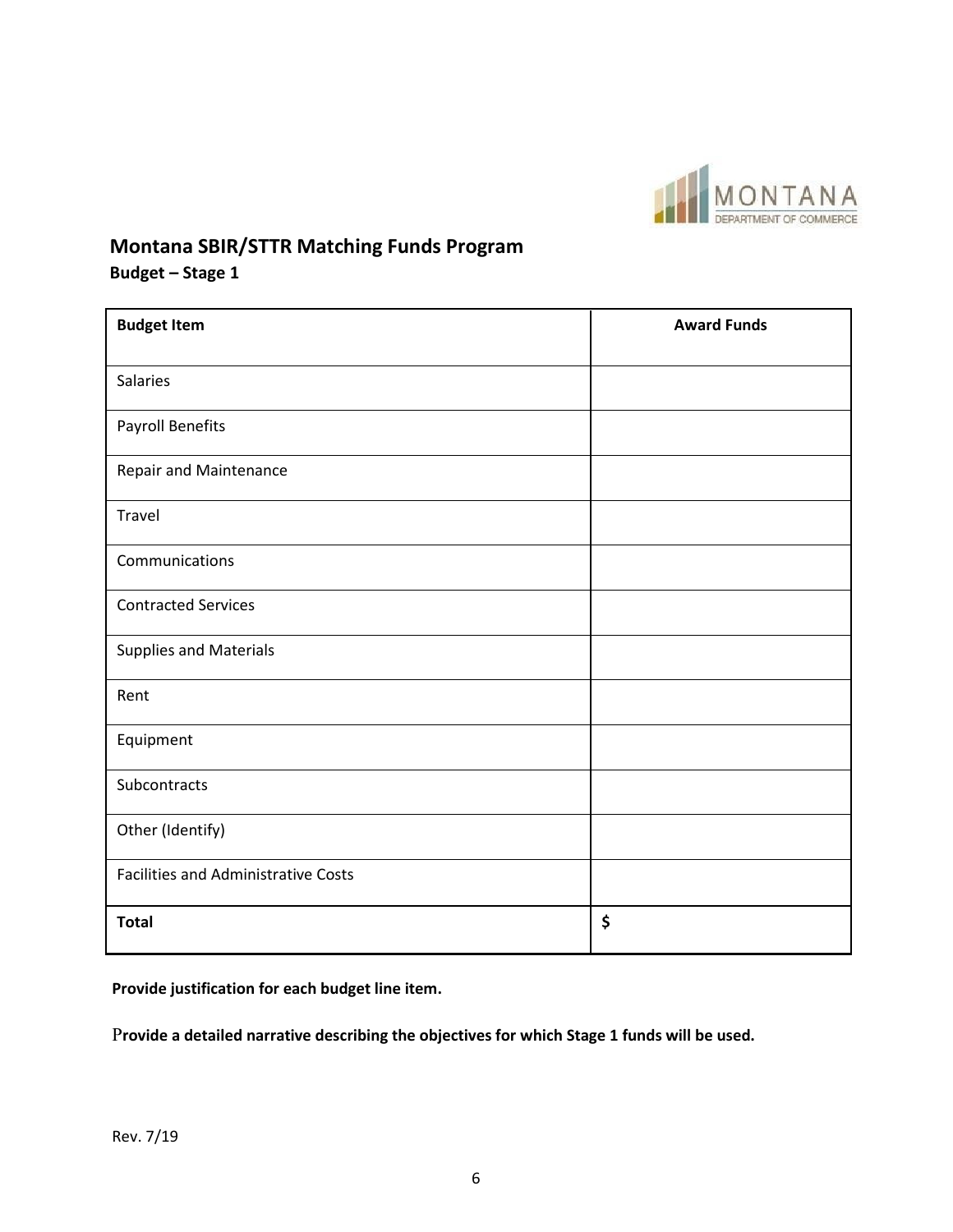## Montana SBIR/STTR Matching Funds Program

### Budget – Stage 1

| **Budget Item** | **Award Funds** |
| --- | --- |
| Salaries | |
| Payroll Benefits | |
| Repair and Maintenance | |
| Travel | |
| Communications | |
| Contracted Services | |
| Supplies and Materials | |
| Rent | |
| Equipment | |
| Subcontracts | |
| Other (Identify) | |
| Facilities and Administrative Costs | |
| **Total** | **$** |

**Provide justification for each budget line item.**

**Provide a detailed narrative describing the objectives for which Stage 1 funds will be used.**

Rev. 7/19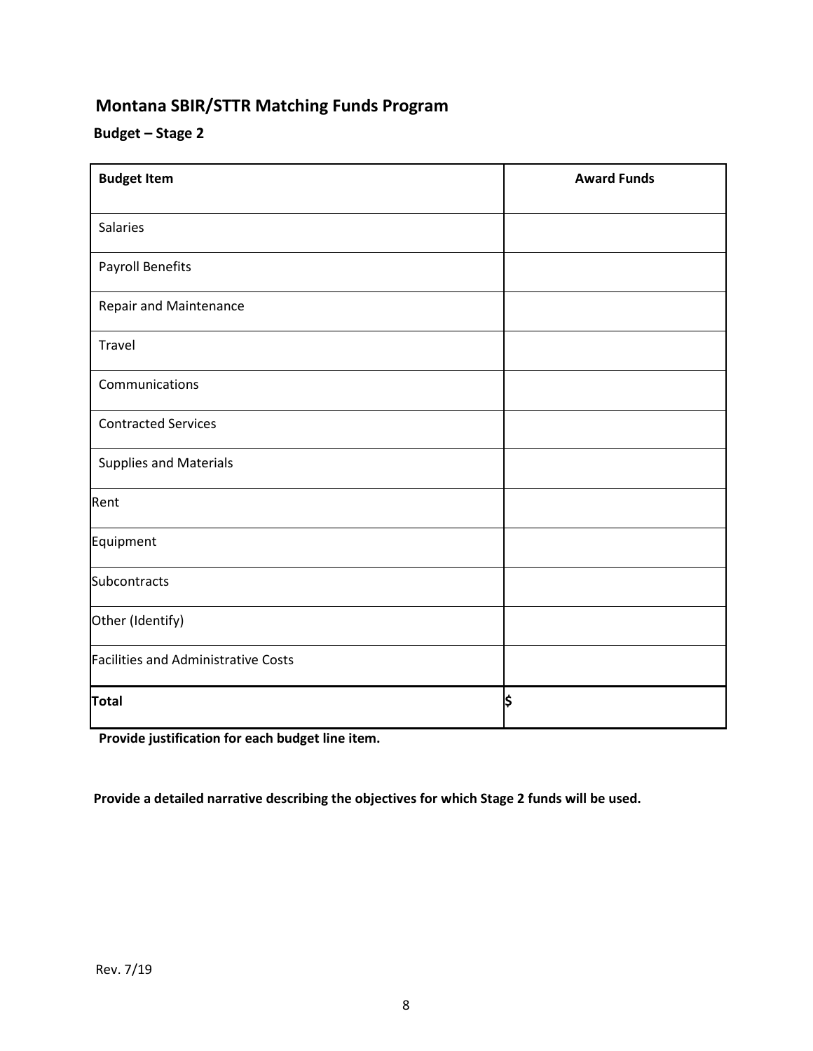# Montana SBIR/STTR Matching Funds Program

## Budget – Stage 2

| Budget Item | Award Funds |
|---|---|
| Salaries | |
| Payroll Benefits | |
| Repair and Maintenance | |
| Travel | |
| Communications | |
| Contracted Services | |
| Supplies and Materials | |
| Rent | |
| Equipment | |
| Subcontracts | |
| Other (Identify) | |
| Facilities and Administrative Costs | |
| **Total** | $ |

**Provide justification for each budget line item.**

**Provide a detailed narrative describing the objectives for which Stage 2 funds will be used.**

Rev. 7/19